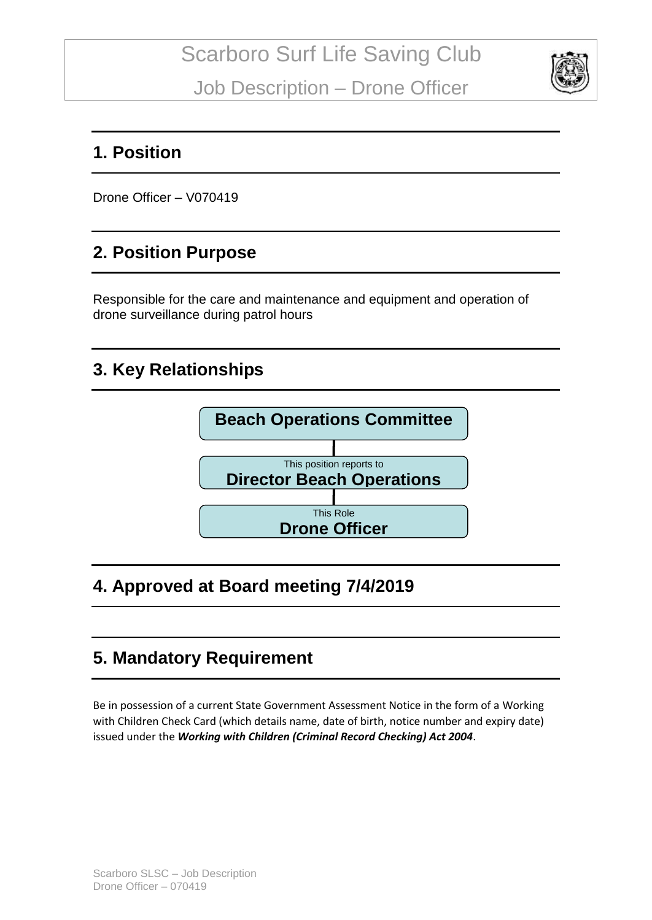# Scarboro Surf Life Saving Club

## Job Description – Drone Officer

## 1. Position

Drone Officer – V070419

## 2. Position Purpose

Responsible for the care and maintenance and equipment and operation of drone surveillance during patrol hours

## 3. Key Relationships

**Beach Operations Committee**

This position reports to
**Director Beach Operations**

This Role
**Drone Officer**

## 4. Approved at Board meeting 7/4/2019

## 5. Mandatory Requirement

Be in possession of a current State Government Assessment Notice in the form of a Working with Children Check Card (which details name, date of birth, notice number and expiry date) issued under the ***Working with Children (Criminal Record Checking) Act 2004***.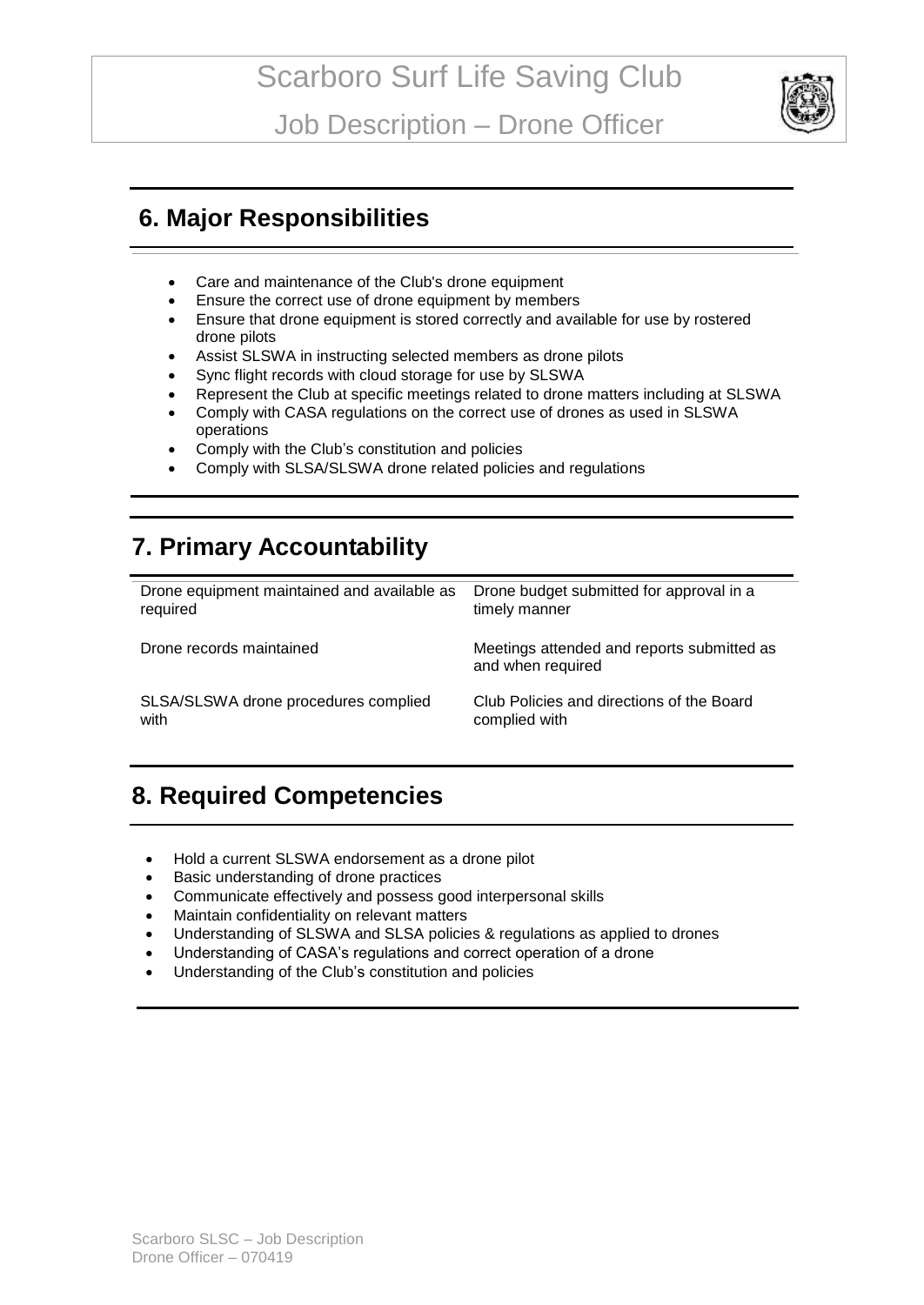## 6. Major Responsibilities

- Care and maintenance of the Club's drone equipment
- Ensure the correct use of drone equipment by members
- Ensure that drone equipment is stored correctly and available for use by rostered drone pilots
- Assist SLSWA in instructing selected members as drone pilots
- Sync flight records with cloud storage for use by SLSWA
- Represent the Club at specific meetings related to drone matters including at SLSWA
- Comply with CASA regulations on the correct use of drones as used in SLSWA operations
- Comply with the Club's constitution and policies
- Comply with SLSA/SLSWA drone related policies and regulations

## 7. Primary Accountability

| | |
|---|---|
| Drone equipment maintained and available as required | Drone budget submitted for approval in a timely manner |
| Drone records maintained | Meetings attended and reports submitted as and when required |
| SLSA/SLSWA drone procedures complied with | Club Policies and directions of the Board complied with |

## 8. Required Competencies

- Hold a current SLSWA endorsement as a drone pilot
- Basic understanding of drone practices
- Communicate effectively and possess good interpersonal skills
- Maintain confidentiality on relevant matters
- Understanding of SLSWA and SLSA policies & regulations as applied to drones
- Understanding of CASA's regulations and correct operation of a drone
- Understanding of the Club's constitution and policies